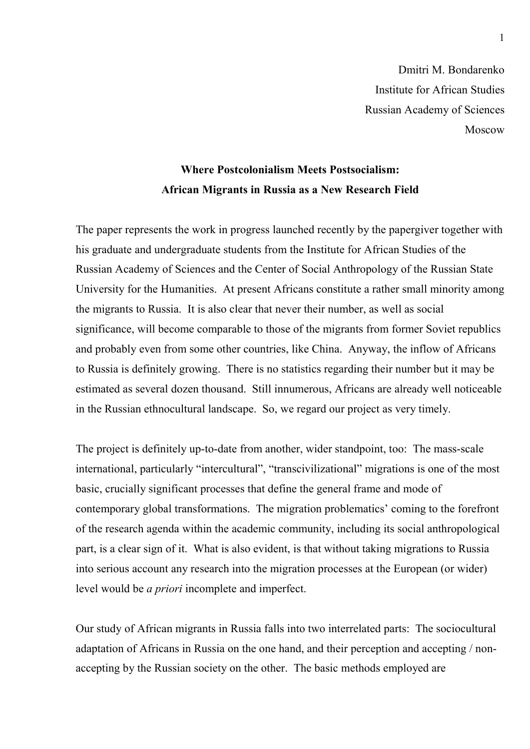Dmitri M. Bondarenko
Institute for African Studies
Russian Academy of Sciences
Moscow

# Where Postcolonialism Meets Postsocialism: African Migrants in Russia as a New Research Field

The paper represents the work in progress launched recently by the papergiver together with his graduate and undergraduate students from the Institute for African Studies of the Russian Academy of Sciences and the Center of Social Anthropology of the Russian State University for the Humanities. At present Africans constitute a rather small minority among the migrants to Russia. It is also clear that never their number, as well as social significance, will become comparable to those of the migrants from former Soviet republics and probably even from some other countries, like China. Anyway, the inflow of Africans to Russia is definitely growing. There is no statistics regarding their number but it may be estimated as several dozen thousand. Still innumerous, Africans are already well noticeable in the Russian ethnocultural landscape. So, we regard our project as very timely.

The project is definitely up-to-date from another, wider standpoint, too: The mass-scale international, particularly "intercultural", "transcivilizational" migrations is one of the most basic, crucially significant processes that define the general frame and mode of contemporary global transformations. The migration problematics' coming to the forefront of the research agenda within the academic community, including its social anthropological part, is a clear sign of it. What is also evident, is that without taking migrations to Russia into serious account any research into the migration processes at the European (or wider) level would be *a priori* incomplete and imperfect.

Our study of African migrants in Russia falls into two interrelated parts: The sociocultural adaptation of Africans in Russia on the one hand, and their perception and accepting / non-accepting by the Russian society on the other. The basic methods employed are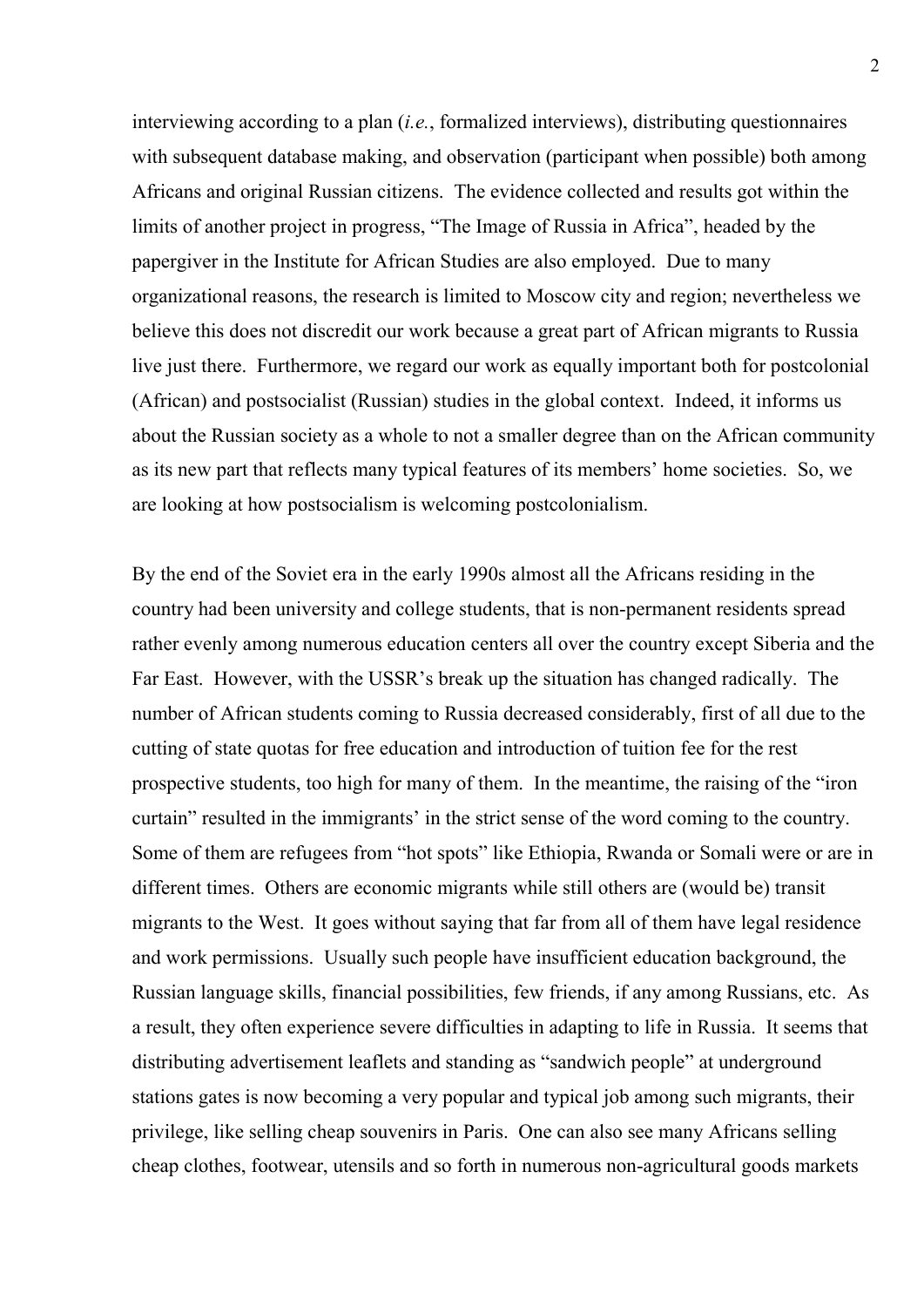interviewing according to a plan (*i.e.*, formalized interviews), distributing questionnaires with subsequent database making, and observation (participant when possible) both among Africans and original Russian citizens. The evidence collected and results got within the limits of another project in progress, "The Image of Russia in Africa", headed by the papergiver in the Institute for African Studies are also employed. Due to many organizational reasons, the research is limited to Moscow city and region; nevertheless we believe this does not discredit our work because a great part of African migrants to Russia live just there. Furthermore, we regard our work as equally important both for postcolonial (African) and postsocialist (Russian) studies in the global context. Indeed, it informs us about the Russian society as a whole to not a smaller degree than on the African community as its new part that reflects many typical features of its members' home societies. So, we are looking at how postsocialism is welcoming postcolonialism.

By the end of the Soviet era in the early 1990s almost all the Africans residing in the country had been university and college students, that is non-permanent residents spread rather evenly among numerous education centers all over the country except Siberia and the Far East. However, with the USSR's break up the situation has changed radically. The number of African students coming to Russia decreased considerably, first of all due to the cutting of state quotas for free education and introduction of tuition fee for the rest prospective students, too high for many of them. In the meantime, the raising of the "iron curtain" resulted in the immigrants' in the strict sense of the word coming to the country. Some of them are refugees from "hot spots" like Ethiopia, Rwanda or Somali were or are in different times. Others are economic migrants while still others are (would be) transit migrants to the West. It goes without saying that far from all of them have legal residence and work permissions. Usually such people have insufficient education background, the Russian language skills, financial possibilities, few friends, if any among Russians, etc. As a result, they often experience severe difficulties in adapting to life in Russia. It seems that distributing advertisement leaflets and standing as "sandwich people" at underground stations gates is now becoming a very popular and typical job among such migrants, their privilege, like selling cheap souvenirs in Paris. One can also see many Africans selling cheap clothes, footwear, utensils and so forth in numerous non-agricultural goods markets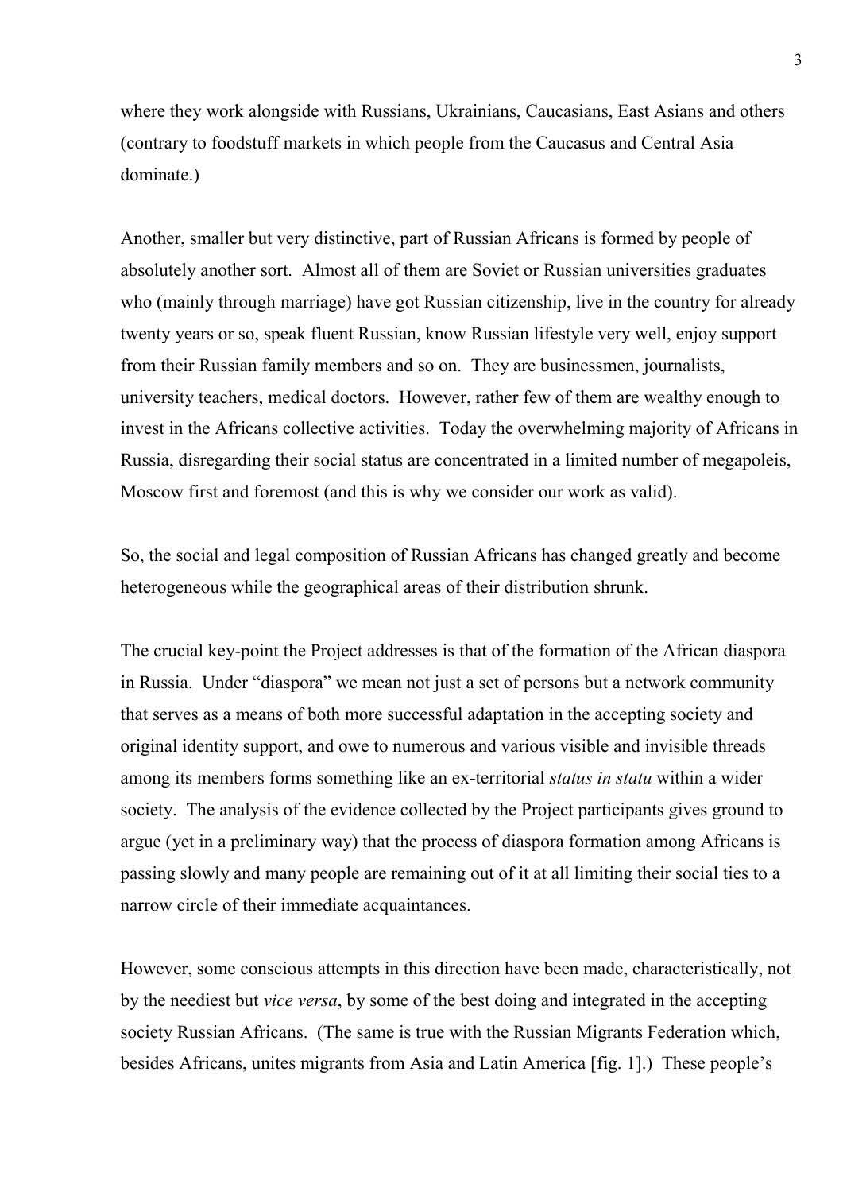where they work alongside with Russians, Ukrainians, Caucasians, East Asians and others (contrary to foodstuff markets in which people from the Caucasus and Central Asia dominate.)

Another, smaller but very distinctive, part of Russian Africans is formed by people of absolutely another sort. Almost all of them are Soviet or Russian universities graduates who (mainly through marriage) have got Russian citizenship, live in the country for already twenty years or so, speak fluent Russian, know Russian lifestyle very well, enjoy support from their Russian family members and so on. They are businessmen, journalists, university teachers, medical doctors. However, rather few of them are wealthy enough to invest in the Africans collective activities. Today the overwhelming majority of Africans in Russia, disregarding their social status are concentrated in a limited number of megapoleis, Moscow first and foremost (and this is why we consider our work as valid).

So, the social and legal composition of Russian Africans has changed greatly and become heterogeneous while the geographical areas of their distribution shrunk.

The crucial key-point the Project addresses is that of the formation of the African diaspora in Russia. Under "diaspora" we mean not just a set of persons but a network community that serves as a means of both more successful adaptation in the accepting society and original identity support, and owe to numerous and various visible and invisible threads among its members forms something like an ex-territorial *status in statu* within a wider society. The analysis of the evidence collected by the Project participants gives ground to argue (yet in a preliminary way) that the process of diaspora formation among Africans is passing slowly and many people are remaining out of it at all limiting their social ties to a narrow circle of their immediate acquaintances.

However, some conscious attempts in this direction have been made, characteristically, not by the neediest but *vice versa*, by some of the best doing and integrated in the accepting society Russian Africans. (The same is true with the Russian Migrants Federation which, besides Africans, unites migrants from Asia and Latin America [fig. 1].) These people's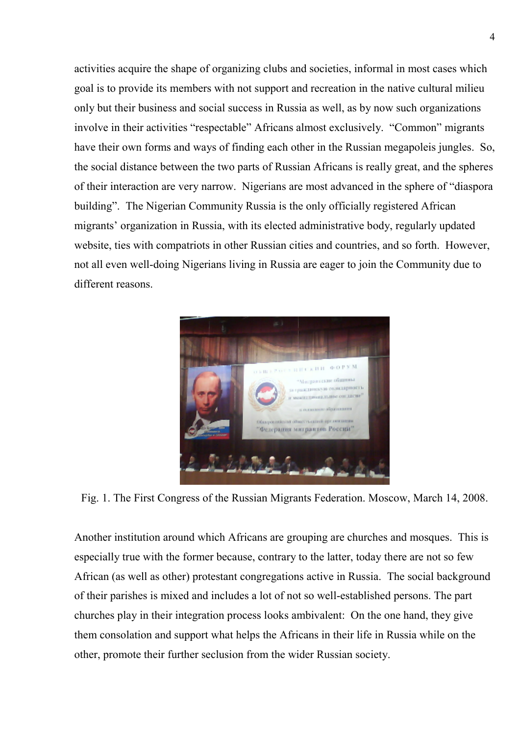activities acquire the shape of organizing clubs and societies, informal in most cases which goal is to provide its members with not support and recreation in the native cultural milieu only but their business and social success in Russia as well, as by now such organizations involve in their activities "respectable" Africans almost exclusively. "Common" migrants have their own forms and ways of finding each other in the Russian megapoleis jungles. So, the social distance between the two parts of Russian Africans is really great, and the spheres of their interaction are very narrow. Nigerians are most advanced in the sphere of "diaspora building". The Nigerian Community Russia is the only officially registered African migrants' organization in Russia, with its elected administrative body, regularly updated website, ties with compatriots in other Russian cities and countries, and so forth. However, not all even well-doing Nigerians living in Russia are eager to join the Community due to different reasons.

Fig. 1. The First Congress of the Russian Migrants Federation. Moscow, March 14, 2008.

Another institution around which Africans are grouping are churches and mosques. This is especially true with the former because, contrary to the latter, today there are not so few African (as well as other) protestant congregations active in Russia. The social background of their parishes is mixed and includes a lot of not so well-established persons. The part churches play in their integration process looks ambivalent: On the one hand, they give them consolation and support what helps the Africans in their life in Russia while on the other, promote their further seclusion from the wider Russian society.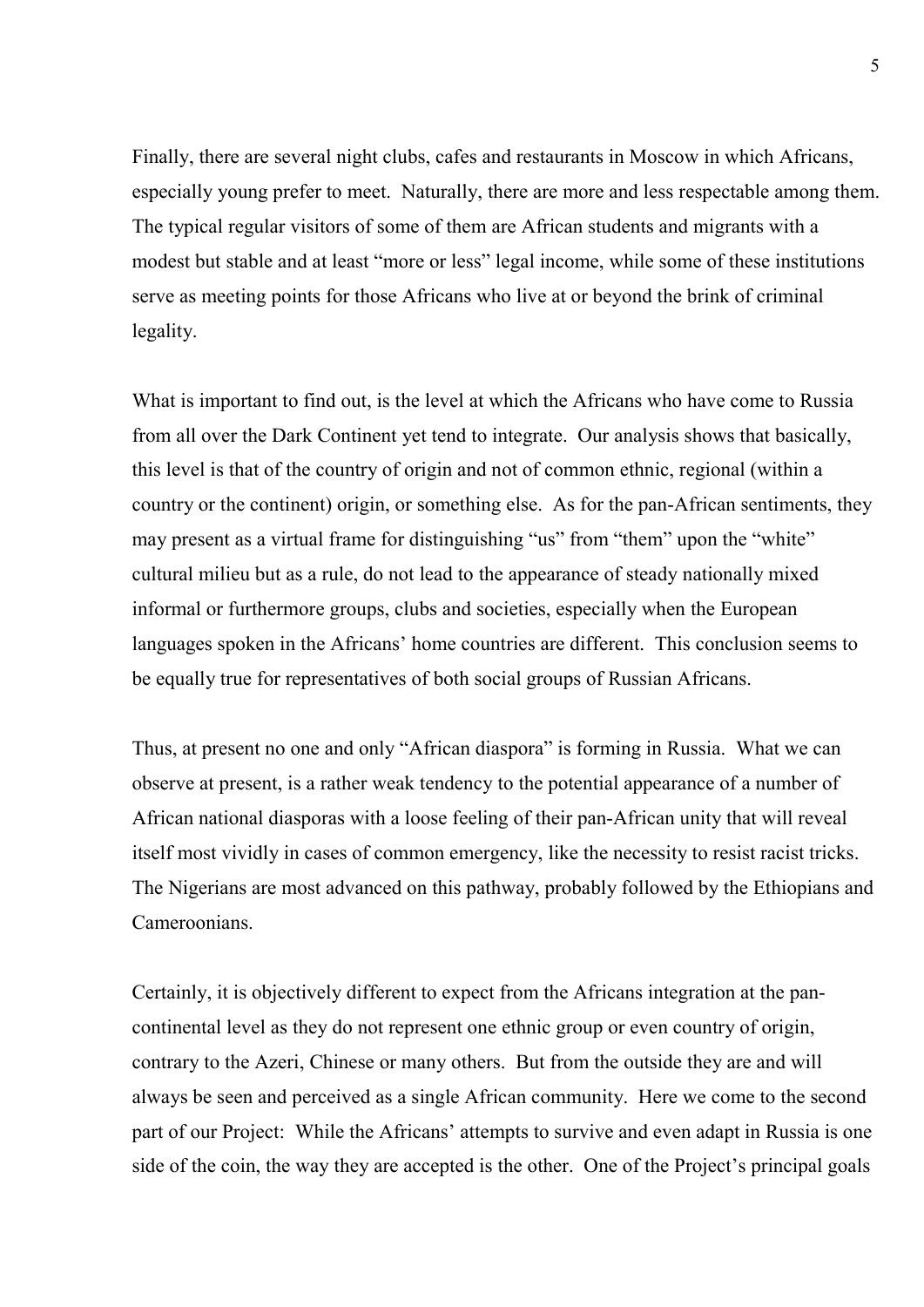Finally, there are several night clubs, cafes and restaurants in Moscow in which Africans, especially young prefer to meet. Naturally, there are more and less respectable among them. The typical regular visitors of some of them are African students and migrants with a modest but stable and at least "more or less" legal income, while some of these institutions serve as meeting points for those Africans who live at or beyond the brink of criminal legality.

What is important to find out, is the level at which the Africans who have come to Russia from all over the Dark Continent yet tend to integrate. Our analysis shows that basically, this level is that of the country of origin and not of common ethnic, regional (within a country or the continent) origin, or something else. As for the pan-African sentiments, they may present as a virtual frame for distinguishing "us" from "them" upon the "white" cultural milieu but as a rule, do not lead to the appearance of steady nationally mixed informal or furthermore groups, clubs and societies, especially when the European languages spoken in the Africans' home countries are different. This conclusion seems to be equally true for representatives of both social groups of Russian Africans.

Thus, at present no one and only "African diaspora" is forming in Russia. What we can observe at present, is a rather weak tendency to the potential appearance of a number of African national diasporas with a loose feeling of their pan-African unity that will reveal itself most vividly in cases of common emergency, like the necessity to resist racist tricks. The Nigerians are most advanced on this pathway, probably followed by the Ethiopians and Cameroonians.

Certainly, it is objectively different to expect from the Africans integration at the pan-continental level as they do not represent one ethnic group or even country of origin, contrary to the Azeri, Chinese or many others. But from the outside they are and will always be seen and perceived as a single African community. Here we come to the second part of our Project: While the Africans' attempts to survive and even adapt in Russia is one side of the coin, the way they are accepted is the other. One of the Project's principal goals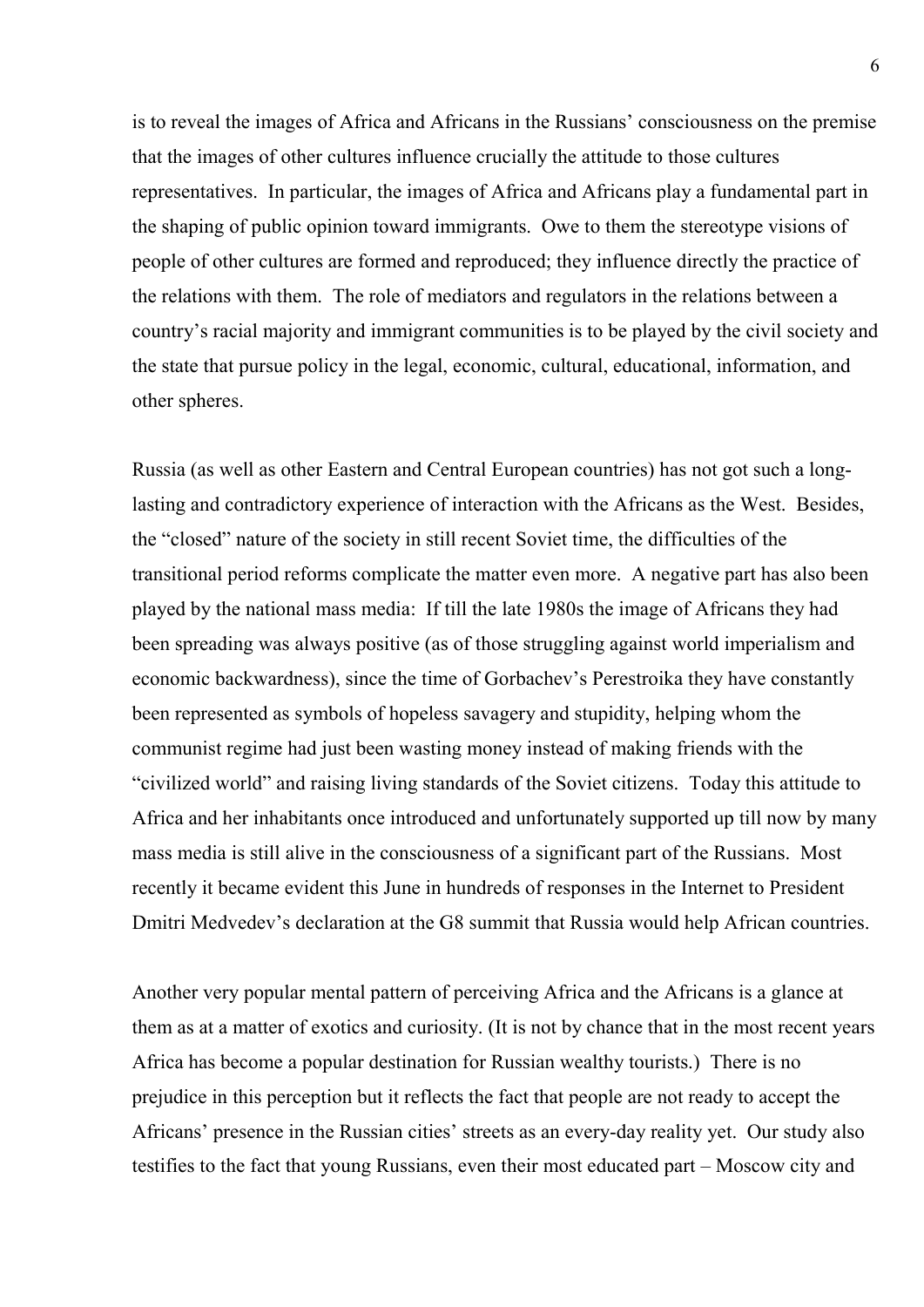is to reveal the images of Africa and Africans in the Russians' consciousness on the premise that the images of other cultures influence crucially the attitude to those cultures representatives. In particular, the images of Africa and Africans play a fundamental part in the shaping of public opinion toward immigrants. Owe to them the stereotype visions of people of other cultures are formed and reproduced; they influence directly the practice of the relations with them. The role of mediators and regulators in the relations between a country's racial majority and immigrant communities is to be played by the civil society and the state that pursue policy in the legal, economic, cultural, educational, information, and other spheres.

Russia (as well as other Eastern and Central European countries) has not got such a long-lasting and contradictory experience of interaction with the Africans as the West. Besides, the "closed" nature of the society in still recent Soviet time, the difficulties of the transitional period reforms complicate the matter even more. A negative part has also been played by the national mass media: If till the late 1980s the image of Africans they had been spreading was always positive (as of those struggling against world imperialism and economic backwardness), since the time of Gorbachev's Perestroika they have constantly been represented as symbols of hopeless savagery and stupidity, helping whom the communist regime had just been wasting money instead of making friends with the "civilized world" and raising living standards of the Soviet citizens. Today this attitude to Africa and her inhabitants once introduced and unfortunately supported up till now by many mass media is still alive in the consciousness of a significant part of the Russians. Most recently it became evident this June in hundreds of responses in the Internet to President Dmitri Medvedev's declaration at the G8 summit that Russia would help African countries.

Another very popular mental pattern of perceiving Africa and the Africans is a glance at them as at a matter of exotics and curiosity. (It is not by chance that in the most recent years Africa has become a popular destination for Russian wealthy tourists.) There is no prejudice in this perception but it reflects the fact that people are not ready to accept the Africans' presence in the Russian cities' streets as an every-day reality yet. Our study also testifies to the fact that young Russians, even their most educated part – Moscow city and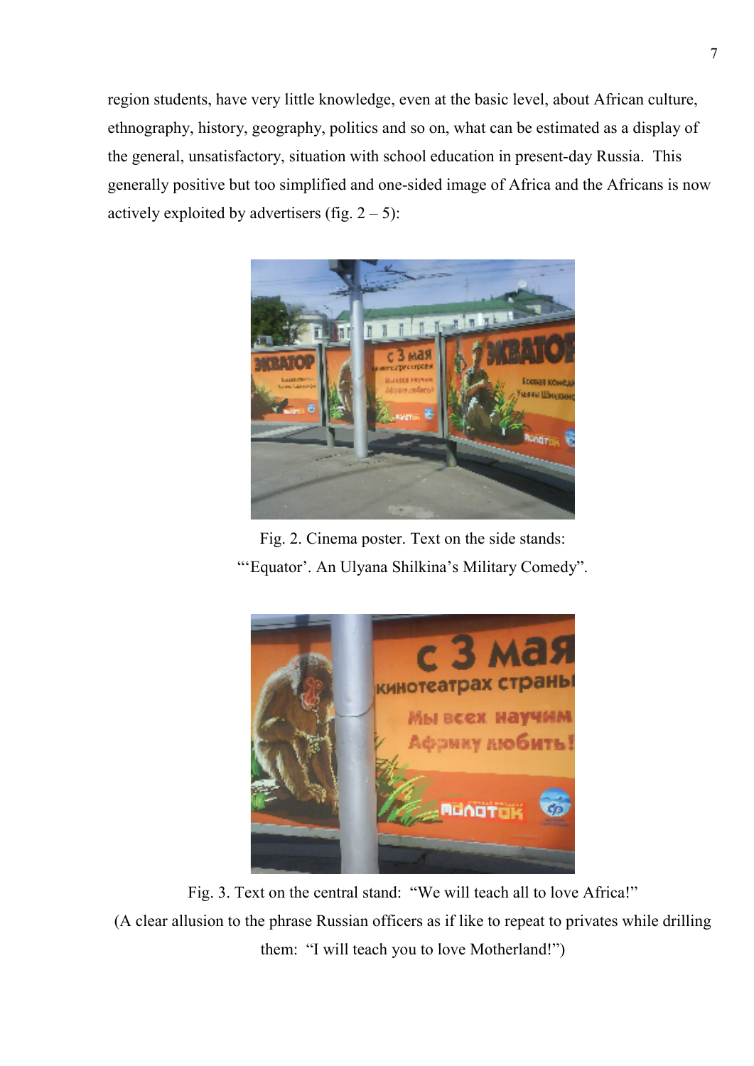region students, have very little knowledge, even at the basic level, about African culture, ethnography, history, geography, politics and so on, what can be estimated as a display of the general, unsatisfactory, situation with school education in present-day Russia.  This generally positive but too simplified and one-sided image of Africa and the Africans is now actively exploited by advertisers (fig. 2 – 5):

Fig. 2. Cinema poster. Text on the side stands:
"'Equator'. An Ulyana Shilkina's Military Comedy".

Fig. 3. Text on the central stand:  "We will teach all to love Africa!"
(A clear allusion to the phrase Russian officers as if like to repeat to privates while drilling them:  "I will teach you to love Motherland!")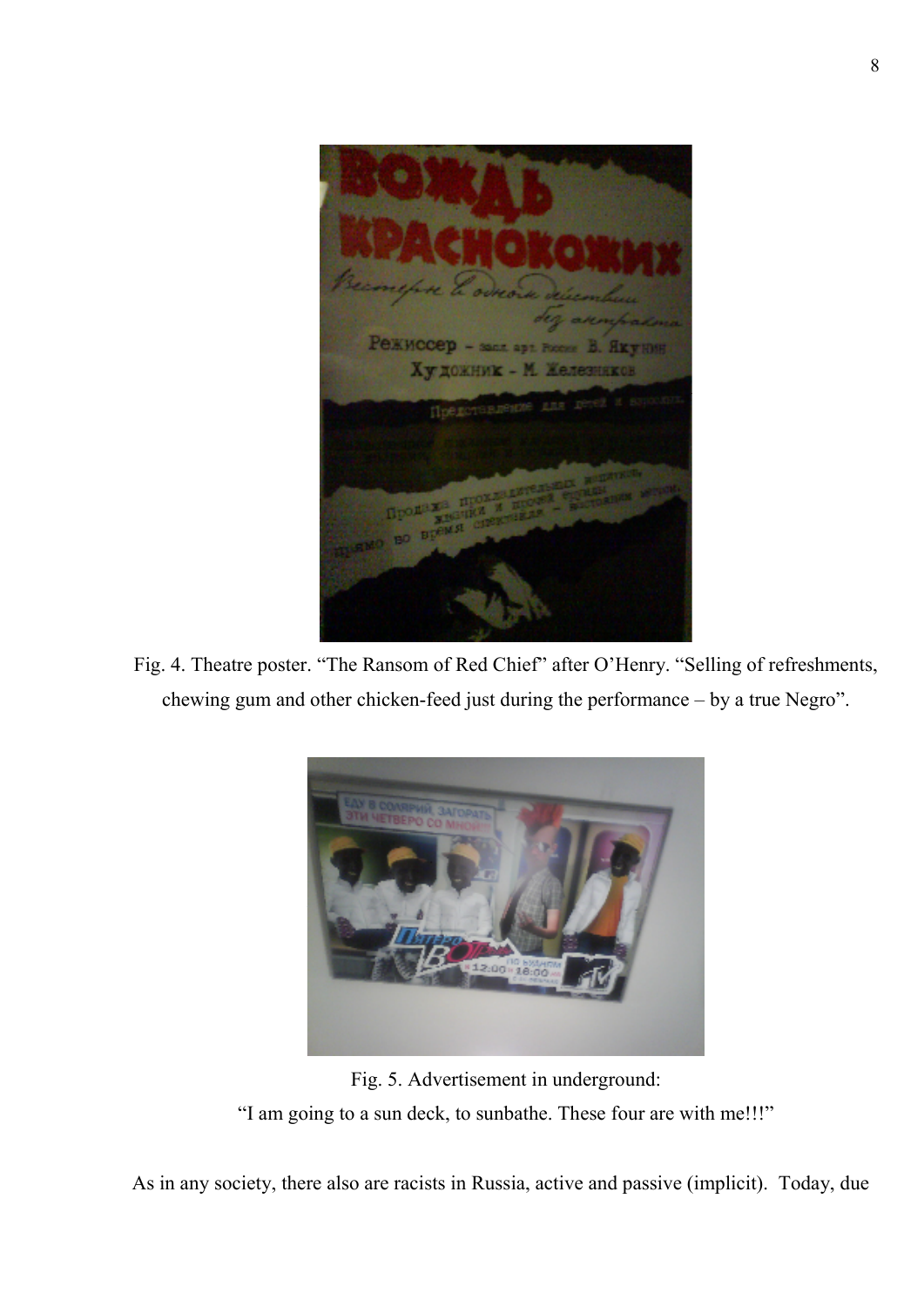Fig. 4. Theatre poster. “The Ransom of Red Chief” after O’Henry. “Selling of refreshments, chewing gum and other chicken-feed just during the performance – by a true Negro”.

Fig. 5. Advertisement in underground:
“I am going to a sun deck, to sunbathe. These four are with me!!!”

As in any society, there also are racists in Russia, active and passive (implicit). Today, due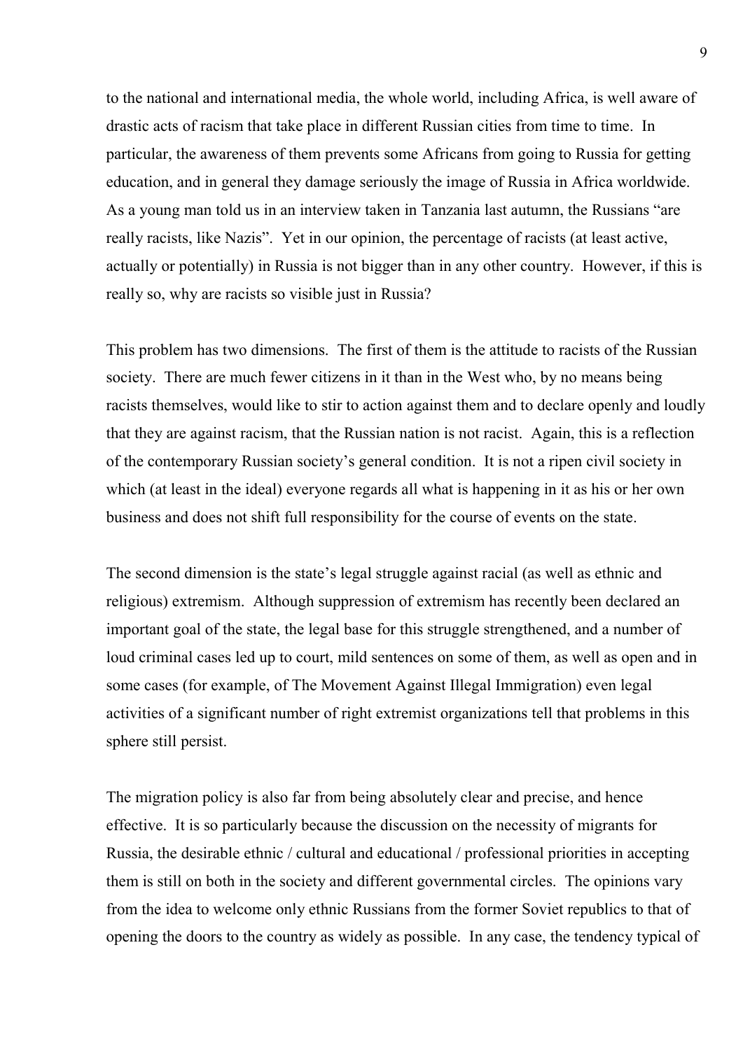to the national and international media, the whole world, including Africa, is well aware of drastic acts of racism that take place in different Russian cities from time to time. In particular, the awareness of them prevents some Africans from going to Russia for getting education, and in general they damage seriously the image of Russia in Africa worldwide. As a young man told us in an interview taken in Tanzania last autumn, the Russians "are really racists, like Nazis". Yet in our opinion, the percentage of racists (at least active, actually or potentially) in Russia is not bigger than in any other country. However, if this is really so, why are racists so visible just in Russia?

This problem has two dimensions. The first of them is the attitude to racists of the Russian society. There are much fewer citizens in it than in the West who, by no means being racists themselves, would like to stir to action against them and to declare openly and loudly that they are against racism, that the Russian nation is not racist. Again, this is a reflection of the contemporary Russian society's general condition. It is not a ripen civil society in which (at least in the ideal) everyone regards all what is happening in it as his or her own business and does not shift full responsibility for the course of events on the state.

The second dimension is the state's legal struggle against racial (as well as ethnic and religious) extremism. Although suppression of extremism has recently been declared an important goal of the state, the legal base for this struggle strengthened, and a number of loud criminal cases led up to court, mild sentences on some of them, as well as open and in some cases (for example, of The Movement Against Illegal Immigration) even legal activities of a significant number of right extremist organizations tell that problems in this sphere still persist.

The migration policy is also far from being absolutely clear and precise, and hence effective. It is so particularly because the discussion on the necessity of migrants for Russia, the desirable ethnic / cultural and educational / professional priorities in accepting them is still on both in the society and different governmental circles. The opinions vary from the idea to welcome only ethnic Russians from the former Soviet republics to that of opening the doors to the country as widely as possible. In any case, the tendency typical of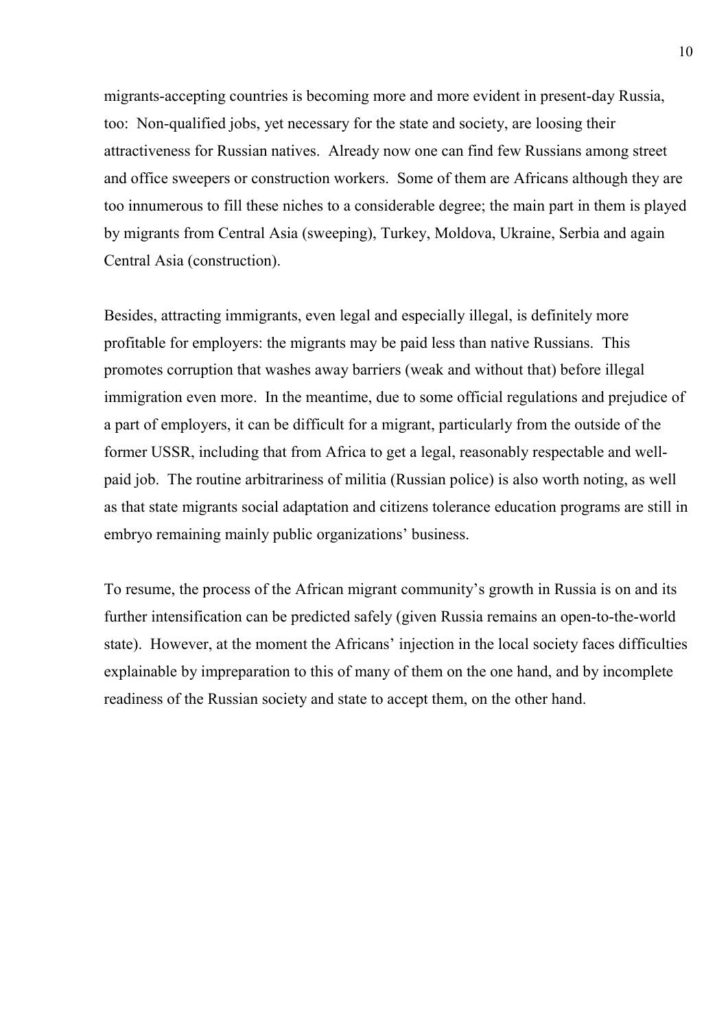migrants-accepting countries is becoming more and more evident in present-day Russia, too: Non-qualified jobs, yet necessary for the state and society, are loosing their attractiveness for Russian natives. Already now one can find few Russians among street and office sweepers or construction workers. Some of them are Africans although they are too innumerous to fill these niches to a considerable degree; the main part in them is played by migrants from Central Asia (sweeping), Turkey, Moldova, Ukraine, Serbia and again Central Asia (construction).

Besides, attracting immigrants, even legal and especially illegal, is definitely more profitable for employers: the migrants may be paid less than native Russians. This promotes corruption that washes away barriers (weak and without that) before illegal immigration even more. In the meantime, due to some official regulations and prejudice of a part of employers, it can be difficult for a migrant, particularly from the outside of the former USSR, including that from Africa to get a legal, reasonably respectable and well-paid job. The routine arbitrariness of militia (Russian police) is also worth noting, as well as that state migrants social adaptation and citizens tolerance education programs are still in embryo remaining mainly public organizations' business.

To resume, the process of the African migrant community's growth in Russia is on and its further intensification can be predicted safely (given Russia remains an open-to-the-world state). However, at the moment the Africans' injection in the local society faces difficulties explainable by impreparation to this of many of them on the one hand, and by incomplete readiness of the Russian society and state to accept them, on the other hand.